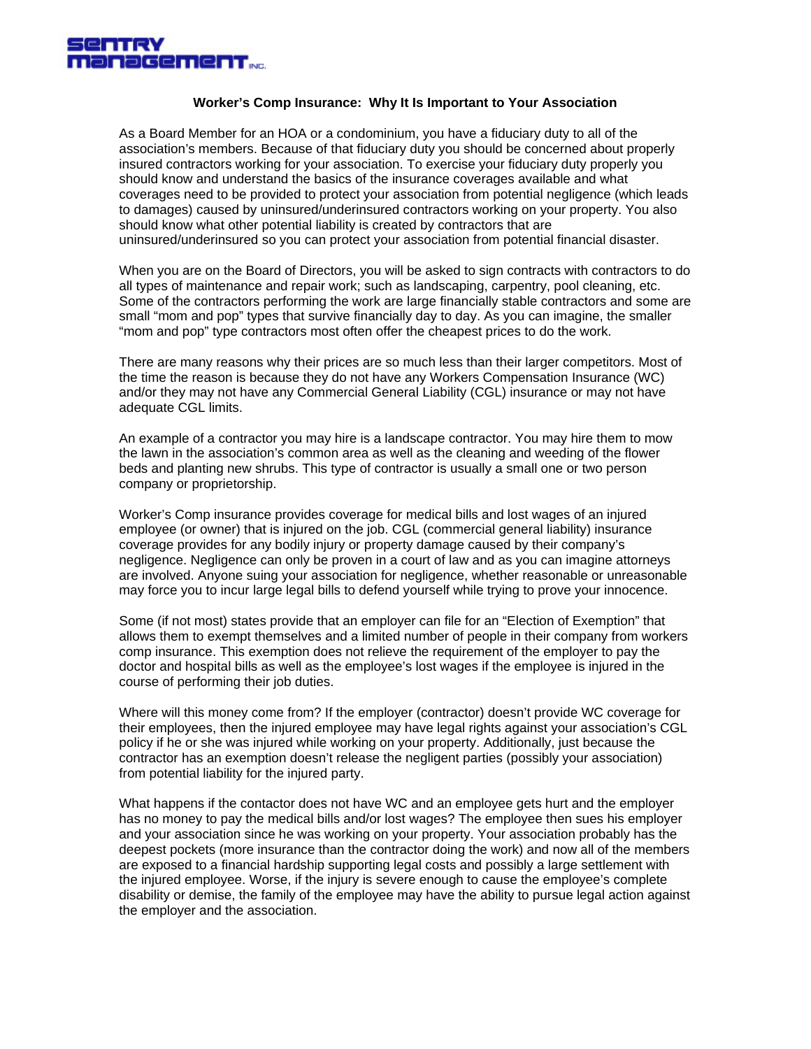Sentry Management Inc.

# Worker's Comp Insurance: Why It Is Important to Your Association

As a Board Member for an HOA or a condominium, you have a fiduciary duty to all of the association's members. Because of that fiduciary duty you should be concerned about properly insured contractors working for your association. To exercise your fiduciary duty properly you should know and understand the basics of the insurance coverages available and what coverages need to be provided to protect your association from potential negligence (which leads to damages) caused by uninsured/underinsured contractors working on your property. You also should know what other potential liability is created by contractors that are uninsured/underinsured so you can protect your association from potential financial disaster.

When you are on the Board of Directors, you will be asked to sign contracts with contractors to do all types of maintenance and repair work; such as landscaping, carpentry, pool cleaning, etc. Some of the contractors performing the work are large financially stable contractors and some are small "mom and pop" types that survive financially day to day. As you can imagine, the smaller "mom and pop" type contractors most often offer the cheapest prices to do the work.

There are many reasons why their prices are so much less than their larger competitors. Most of the time the reason is because they do not have any Workers Compensation Insurance (WC) and/or they may not have any Commercial General Liability (CGL) insurance or may not have adequate CGL limits.

An example of a contractor you may hire is a landscape contractor. You may hire them to mow the lawn in the association's common area as well as the cleaning and weeding of the flower beds and planting new shrubs. This type of contractor is usually a small one or two person company or proprietorship.

Worker's Comp insurance provides coverage for medical bills and lost wages of an injured employee (or owner) that is injured on the job. CGL (commercial general liability) insurance coverage provides for any bodily injury or property damage caused by their company's negligence. Negligence can only be proven in a court of law and as you can imagine attorneys are involved. Anyone suing your association for negligence, whether reasonable or unreasonable may force you to incur large legal bills to defend yourself while trying to prove your innocence.

Some (if not most) states provide that an employer can file for an "Election of Exemption" that allows them to exempt themselves and a limited number of people in their company from workers comp insurance. This exemption does not relieve the requirement of the employer to pay the doctor and hospital bills as well as the employee's lost wages if the employee is injured in the course of performing their job duties.

Where will this money come from? If the employer (contractor) doesn't provide WC coverage for their employees, then the injured employee may have legal rights against your association's CGL policy if he or she was injured while working on your property. Additionally, just because the contractor has an exemption doesn't release the negligent parties (possibly your association) from potential liability for the injured party.

What happens if the contactor does not have WC and an employee gets hurt and the employer has no money to pay the medical bills and/or lost wages? The employee then sues his employer and your association since he was working on your property. Your association probably has the deepest pockets (more insurance than the contractor doing the work) and now all of the members are exposed to a financial hardship supporting legal costs and possibly a large settlement with the injured employee. Worse, if the injury is severe enough to cause the employee's complete disability or demise, the family of the employee may have the ability to pursue legal action against the employer and the association.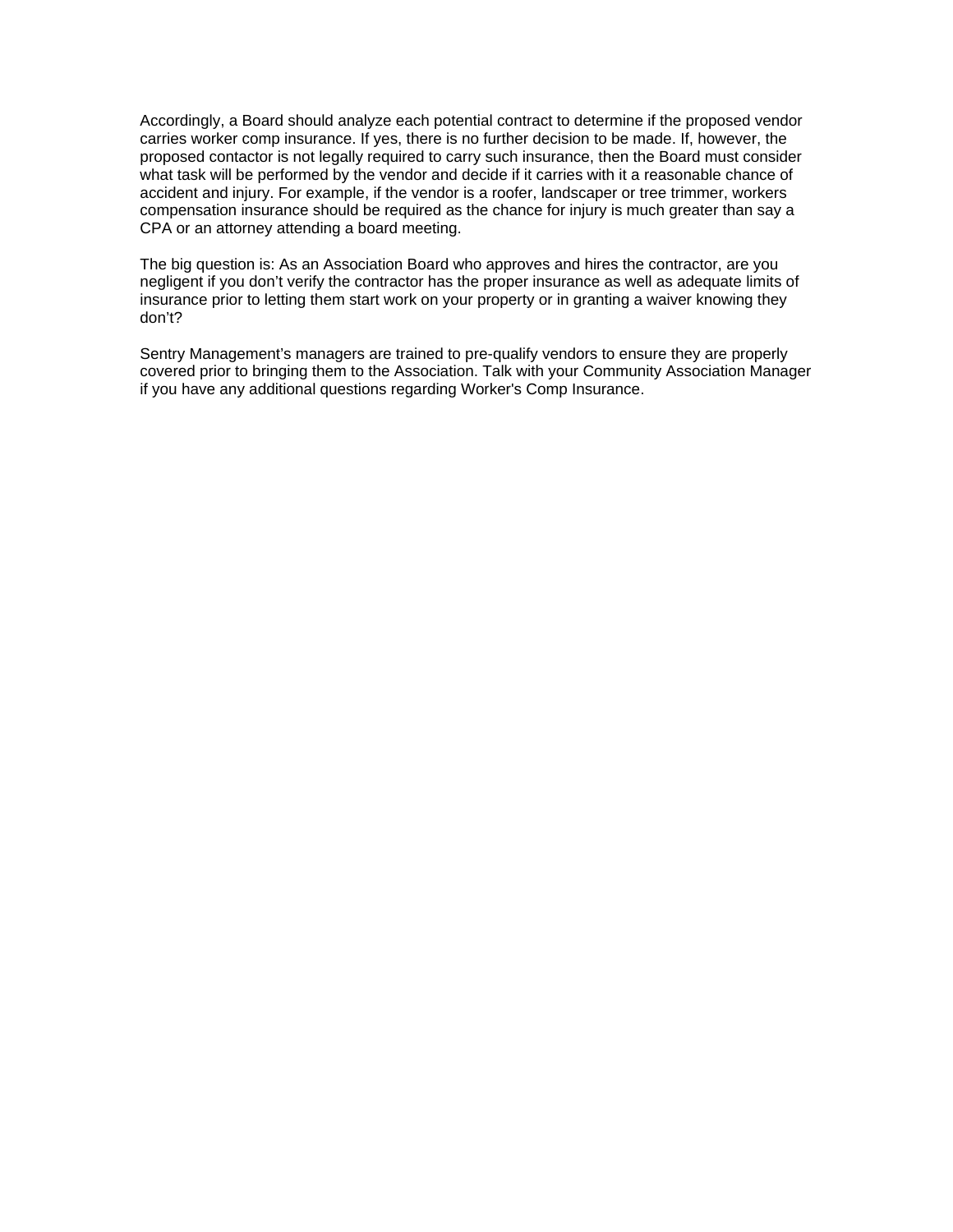Accordingly, a Board should analyze each potential contract to determine if the proposed vendor carries worker comp insurance. If yes, there is no further decision to be made. If, however, the proposed contactor is not legally required to carry such insurance, then the Board must consider what task will be performed by the vendor and decide if it carries with it a reasonable chance of accident and injury. For example, if the vendor is a roofer, landscaper or tree trimmer, workers compensation insurance should be required as the chance for injury is much greater than say a CPA or an attorney attending a board meeting.

The big question is: As an Association Board who approves and hires the contractor, are you negligent if you don't verify the contractor has the proper insurance as well as adequate limits of insurance prior to letting them start work on your property or in granting a waiver knowing they don't?

Sentry Management's managers are trained to pre-qualify vendors to ensure they are properly covered prior to bringing them to the Association. Talk with your Community Association Manager if you have any additional questions regarding Worker's Comp Insurance.